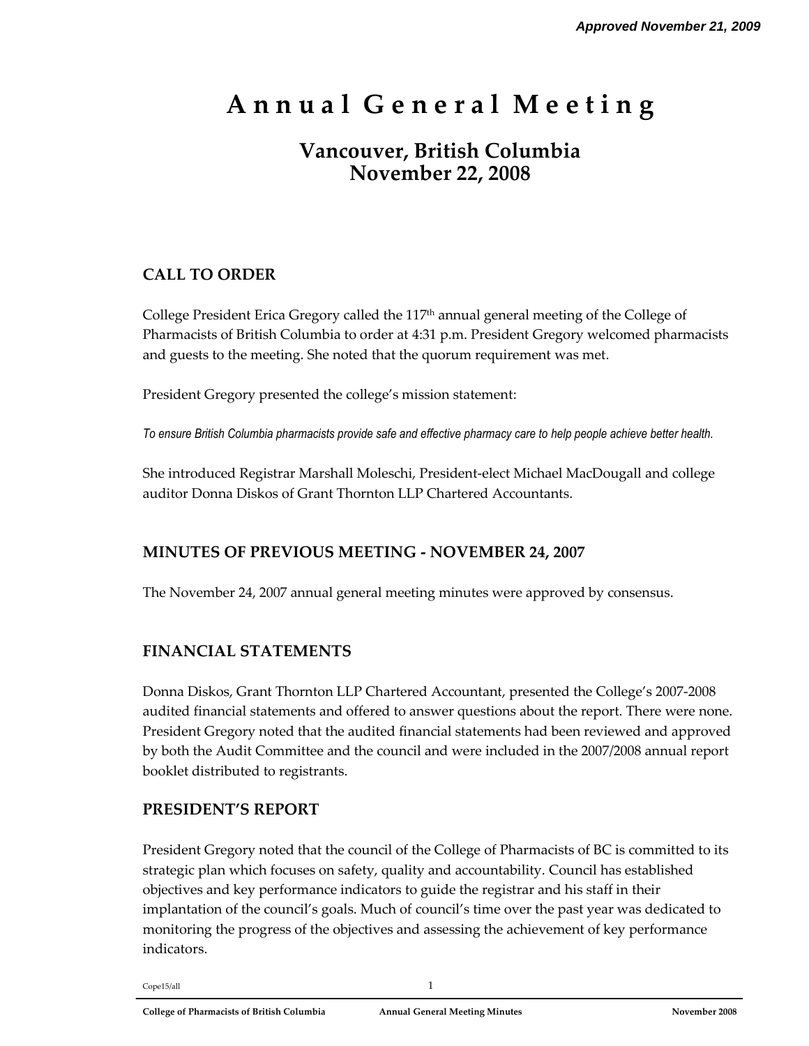*Approved November 21, 2009*

# Annual General Meeting

## Vancouver, British Columbia
## November 22, 2008

### CALL TO ORDER

College President Erica Gregory called the 117th annual general meeting of the College of Pharmacists of British Columbia to order at 4:31 p.m. President Gregory welcomed pharmacists and guests to the meeting. She noted that the quorum requirement was met.

President Gregory presented the college's mission statement:

*To ensure British Columbia pharmacists provide safe and effective pharmacy care to help people achieve better health.*

She introduced Registrar Marshall Moleschi, President-elect Michael MacDougall and college auditor Donna Diskos of Grant Thornton LLP Chartered Accountants.

### MINUTES OF PREVIOUS MEETING - NOVEMBER 24, 2007

The November 24, 2007 annual general meeting minutes were approved by consensus.

### FINANCIAL STATEMENTS

Donna Diskos, Grant Thornton LLP Chartered Accountant, presented the College's 2007-2008 audited financial statements and offered to answer questions about the report. There were none. President Gregory noted that the audited financial statements had been reviewed and approved by both the Audit Committee and the council and were included in the 2007/2008 annual report booklet distributed to registrants.

### PRESIDENT'S REPORT

President Gregory noted that the council of the College of Pharmacists of BC is committed to its strategic plan which focuses on safety, quality and accountability. Council has established objectives and key performance indicators to guide the registrar and his staff in their implantation of the council's goals. Much of council's time over the past year was dedicated to monitoring the progress of the objectives and assessing the achievement of key performance indicators.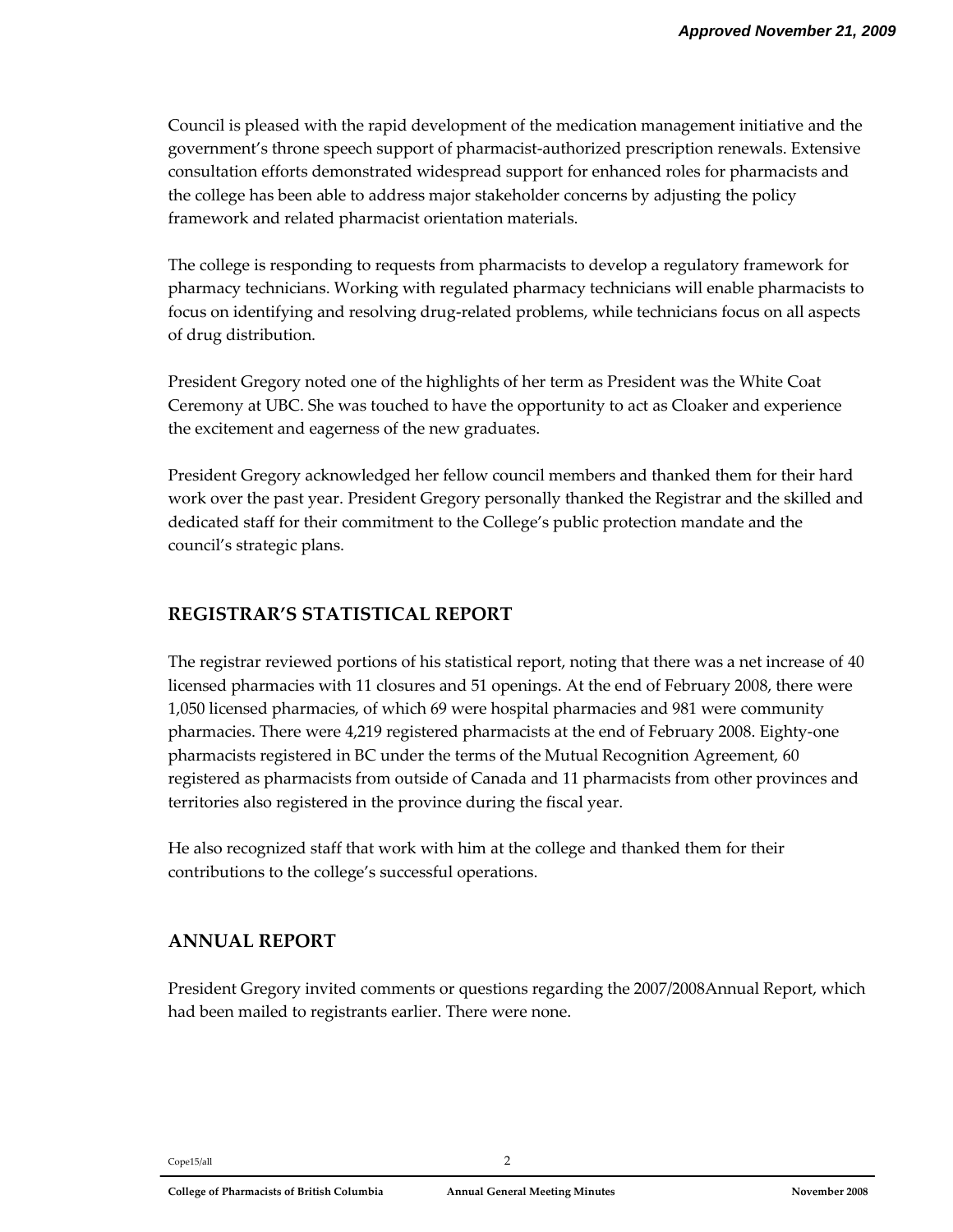Council is pleased with the rapid development of the medication management initiative and the government's throne speech support of pharmacist-authorized prescription renewals. Extensive consultation efforts demonstrated widespread support for enhanced roles for pharmacists and the college has been able to address major stakeholder concerns by adjusting the policy framework and related pharmacist orientation materials.

The college is responding to requests from pharmacists to develop a regulatory framework for pharmacy technicians. Working with regulated pharmacy technicians will enable pharmacists to focus on identifying and resolving drug-related problems, while technicians focus on all aspects of drug distribution.

President Gregory noted one of the highlights of her term as President was the White Coat Ceremony at UBC. She was touched to have the opportunity to act as Cloaker and experience the excitement and eagerness of the new graduates.

President Gregory acknowledged her fellow council members and thanked them for their hard work over the past year. President Gregory personally thanked the Registrar and the skilled and dedicated staff for their commitment to the College's public protection mandate and the council's strategic plans.

## REGISTRAR'S STATISTICAL REPORT

The registrar reviewed portions of his statistical report, noting that there was a net increase of 40 licensed pharmacies with 11 closures and 51 openings. At the end of February 2008, there were 1,050 licensed pharmacies, of which 69 were hospital pharmacies and 981 were community pharmacies. There were 4,219 registered pharmacists at the end of February 2008. Eighty-one pharmacists registered in BC under the terms of the Mutual Recognition Agreement, 60 registered as pharmacists from outside of Canada and 11 pharmacists from other provinces and territories also registered in the province during the fiscal year.

He also recognized staff that work with him at the college and thanked them for their contributions to the college's successful operations.

## ANNUAL REPORT

President Gregory invited comments or questions regarding the 2007/2008Annual Report, which had been mailed to registrants earlier. There were none.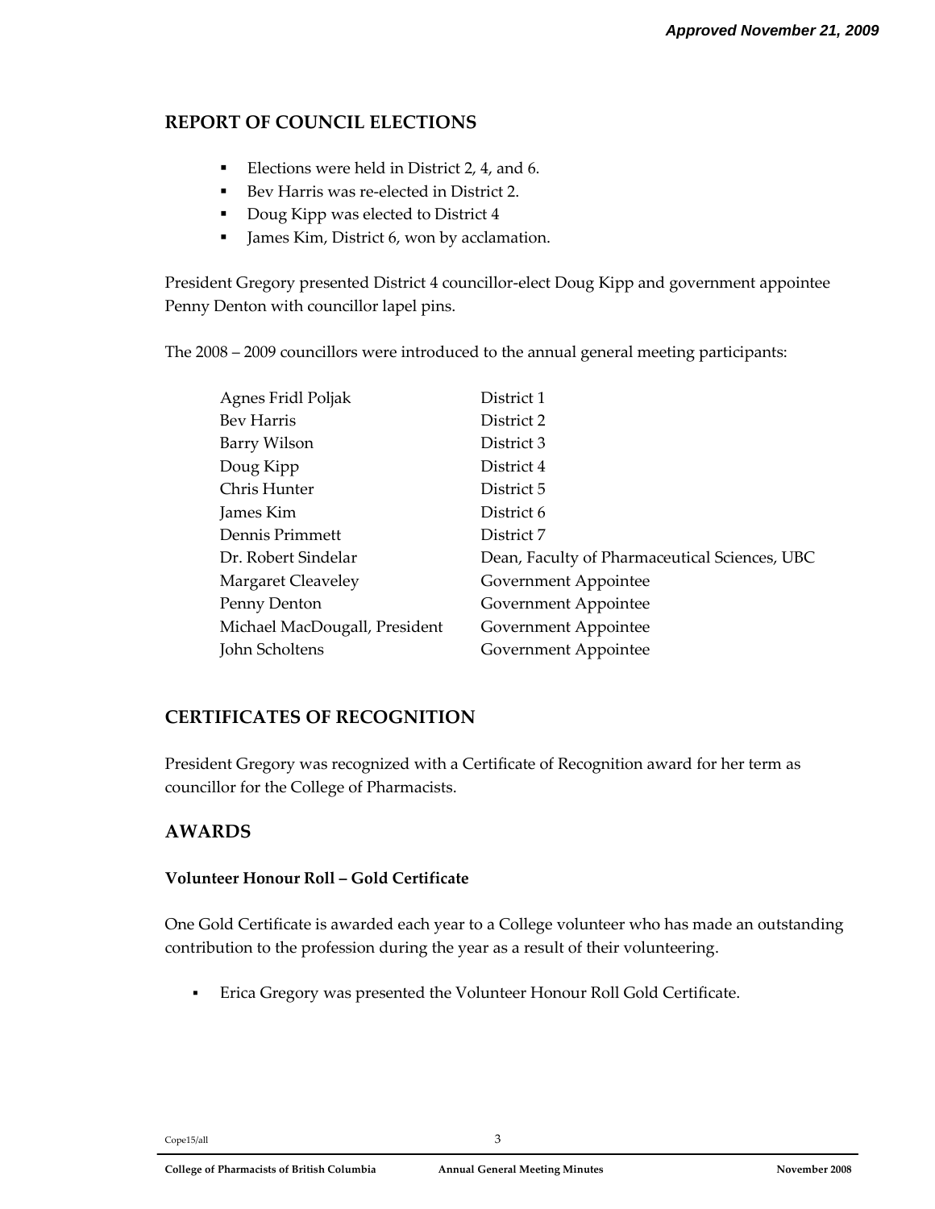*Approved November 21, 2009*

## REPORT OF COUNCIL ELECTIONS

- Elections were held in District 2, 4, and 6.
- Bev Harris was re-elected in District 2.
- Doug Kipp was elected to District 4
- James Kim, District 6, won by acclamation.

President Gregory presented District 4 councillor-elect Doug Kipp and government appointee Penny Denton with councillor lapel pins.

The 2008 – 2009 councillors were introduced to the annual general meeting participants:

| | |
|---|---|
| Agnes Fridl Poljak | District 1 |
| Bev Harris | District 2 |
| Barry Wilson | District 3 |
| Doug Kipp | District 4 |
| Chris Hunter | District 5 |
| James Kim | District 6 |
| Dennis Primmett | District 7 |
| Dr. Robert Sindelar | Dean, Faculty of Pharmaceutical Sciences, UBC |
| Margaret Cleaveley | Government Appointee |
| Penny Denton | Government Appointee |
| Michael MacDougall, President | Government Appointee |
| John Scholtens | Government Appointee |

## CERTIFICATES OF RECOGNITION

President Gregory was recognized with a Certificate of Recognition award for her term as councillor for the College of Pharmacists.

## AWARDS

### Volunteer Honour Roll – Gold Certificate

One Gold Certificate is awarded each year to a College volunteer who has made an outstanding contribution to the profession during the year as a result of their volunteering.

- Erica Gregory was presented the Volunteer Honour Roll Gold Certificate.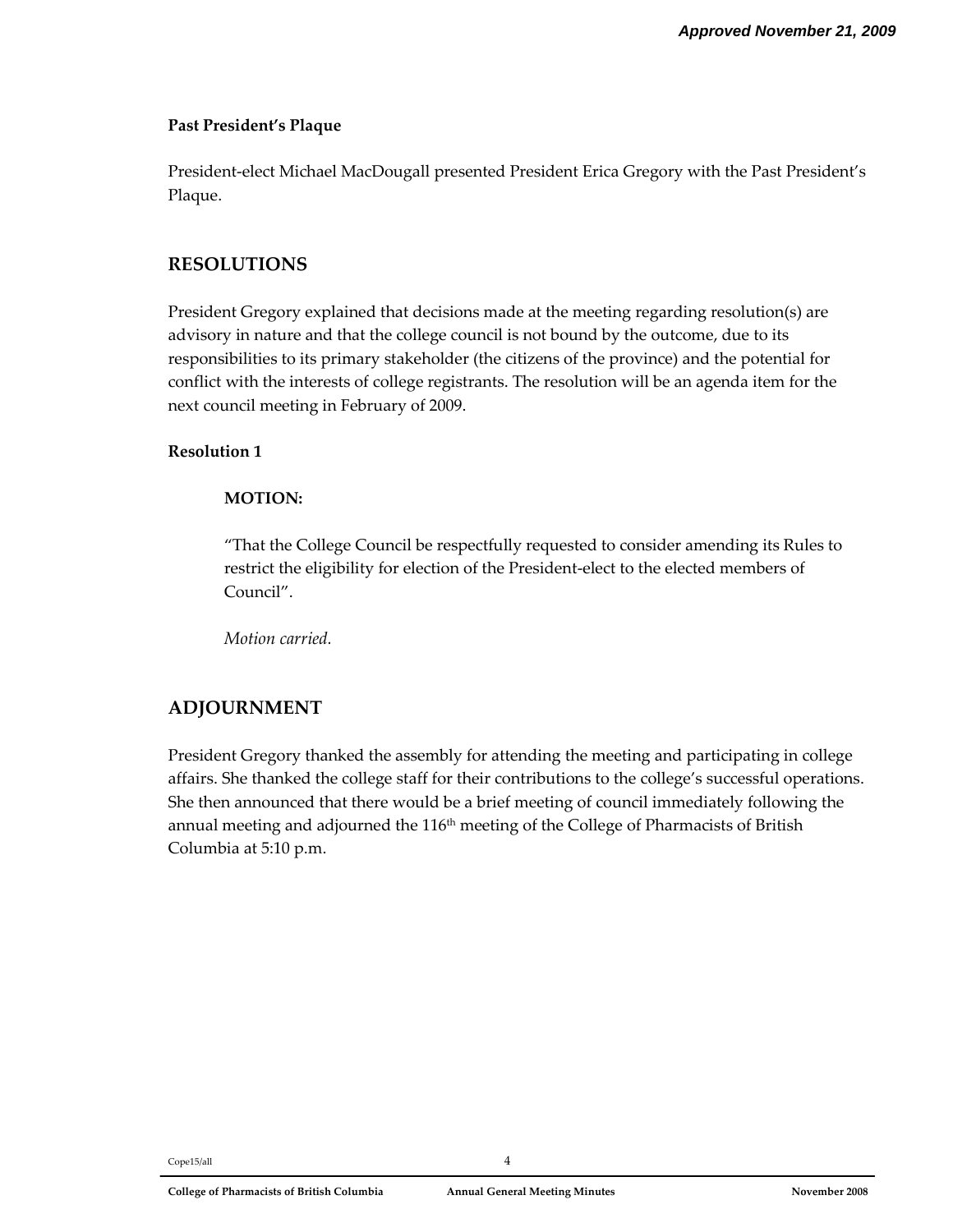**Past President's Plaque**

President-elect Michael MacDougall presented President Erica Gregory with the Past President's Plaque.

## RESOLUTIONS

President Gregory explained that decisions made at the meeting regarding resolution(s) are advisory in nature and that the college council is not bound by the outcome, due to its responsibilities to its primary stakeholder (the citizens of the province) and the potential for conflict with the interests of college registrants. The resolution will be an agenda item for the next council meeting in February of 2009.

**Resolution 1**

**MOTION:**

"That the College Council be respectfully requested to consider amending its Rules to restrict the eligibility for election of the President-elect to the elected members of Council".

*Motion carried.*

## ADJOURNMENT

President Gregory thanked the assembly for attending the meeting and participating in college affairs. She thanked the college staff for their contributions to the college's successful operations. She then announced that there would be a brief meeting of council immediately following the annual meeting and adjourned the 116th meeting of the College of Pharmacists of British Columbia at 5:10 p.m.